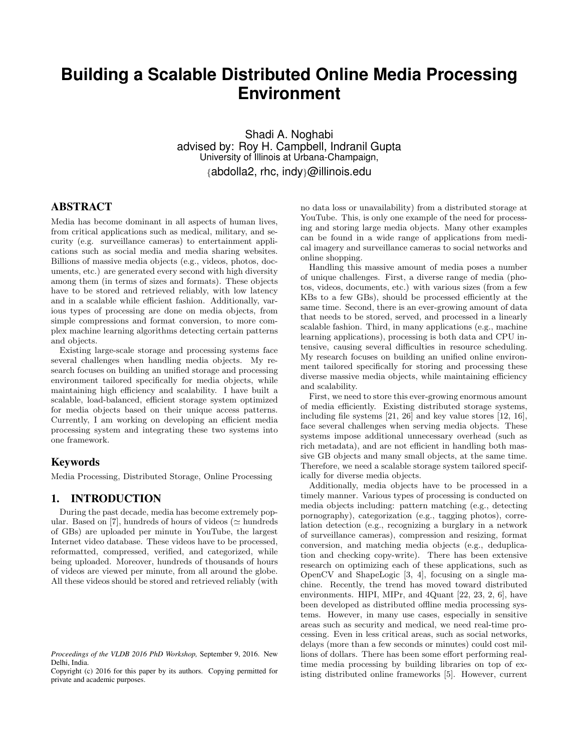# Building a Scalable Distributed Online Media Processing Environment

Shadi A. Noghabi
advised by: Roy H. Campbell, Indranil Gupta
University of Illinois at Urbana-Champaign,
{abdolla2, rhc, indy}@illinois.edu

## ABSTRACT

Media has become dominant in all aspects of human lives, from critical applications such as medical, military, and security (e.g. surveillance cameras) to entertainment applications such as social media and media sharing websites. Billions of massive media objects (e.g., videos, photos, documents, etc.) are generated every second with high diversity among them (in terms of sizes and formats). These objects have to be stored and retrieved reliably, with low latency and in a scalable while efficient fashion. Additionally, various types of processing are done on media objects, from simple compressions and format conversion, to more complex machine learning algorithms detecting certain patterns and objects.

Existing large-scale storage and processing systems face several challenges when handling media objects. My research focuses on building an unified storage and processing environment tailored specifically for media objects, while maintaining high efficiency and scalability. I have built a scalable, load-balanced, efficient storage system optimized for media objects based on their unique access patterns. Currently, I am working on developing an efficient media processing system and integrating these two systems into one framework.

## Keywords

Media Processing, Distributed Storage, Online Processing

## 1. INTRODUCTION

During the past decade, media has become extremely popular. Based on [7], hundreds of hours of videos ($\simeq$ hundreds of GBs) are uploaded per minute in YouTube, the largest Internet video database. These videos have to be processed, reformatted, compressed, verified, and categorized, while being uploaded. Moreover, hundreds of thousands of hours of videos are viewed per minute, from all around the globe. All these videos should be stored and retrieved reliably (with no data loss or unavailability) from a distributed storage at YouTube. This, is only one example of the need for processing and storing large media objects. Many other examples can be found in a wide range of applications from medical imagery and surveillance cameras to social networks and online shopping.

Handling this massive amount of media poses a number of unique challenges. First, a diverse range of media (photos, videos, documents, etc.) with various sizes (from a few KBs to a few GBs), should be processed efficiently at the same time. Second, there is an ever-growing amount of data that needs to be stored, served, and processed in a linearly scalable fashion. Third, in many applications (e.g., machine learning applications), processing is both data and CPU intensive, causing several difficulties in resource scheduling. My research focuses on building an unified online environment tailored specifically for storing and processing these diverse massive media objects, while maintaining efficiency and scalability.

First, we need to store this ever-growing enormous amount of media efficiently. Existing distributed storage systems, including file systems [21, 26] and key value stores [12, 16], face several challenges when serving media objects. These systems impose additional unnecessary overhead (such as rich metadata), and are not efficient in handling both massive GB objects and many small objects, at the same time. Therefore, we need a scalable storage system tailored specifically for diverse media objects.

Additionally, media objects have to be processed in a timely manner. Various types of processing is conducted on media objects including: pattern matching (e.g., detecting pornography), categorization (e.g., tagging photos), correlation detection (e.g., recognizing a burglary in a network of surveillance cameras), compression and resizing, format conversion, and matching media objects (e.g., deduplication and checking copy-write). There has been extensive research on optimizing each of these applications, such as OpenCV and ShapeLogic [3, 4], focusing on a single machine. Recently, the trend has moved toward distributed environments. HIPI, MIPr, and 4Quant [22, 23, 2, 6], have been developed as distributed offline media processing systems. However, in many use cases, especially in sensitive areas such as security and medical, we need real-time processing. Even in less critical areas, such as social networks, delays (more than a few seconds or minutes) could cost millions of dollars. There has been some effort performing real-time media processing by building libraries on top of existing distributed online frameworks [5]. However, current

*Proceedings of the VLDB 2016 PhD Workshop,* September 9, 2016. New Delhi, India.
Copyright (c) 2016 for this paper by its authors. Copying permitted for private and academic purposes.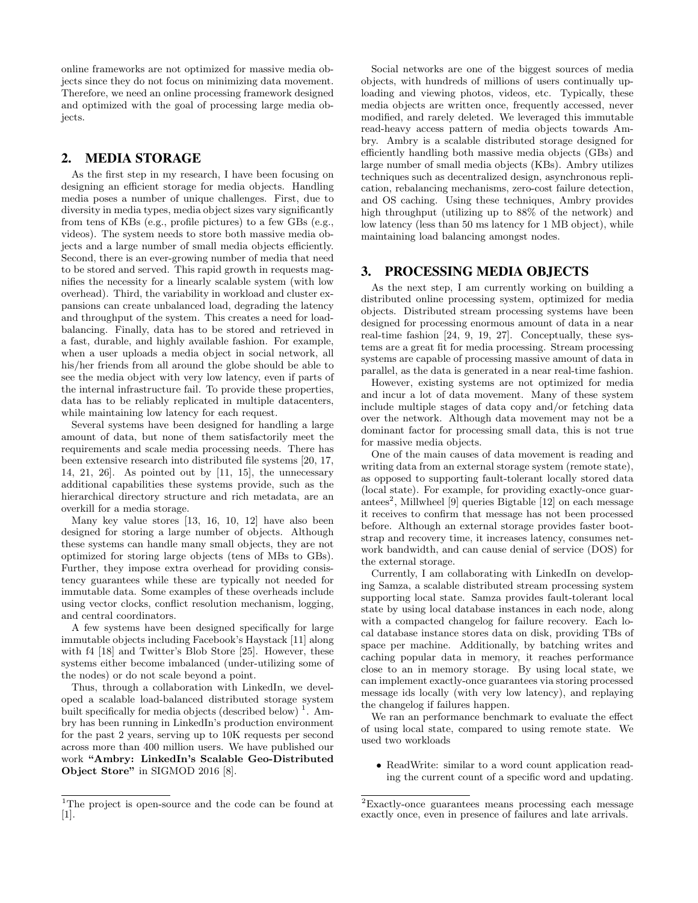online frameworks are not optimized for massive media objects since they do not focus on minimizing data movement. Therefore, we need an online processing framework designed and optimized with the goal of processing large media objects.

## 2. MEDIA STORAGE

As the first step in my research, I have been focusing on designing an efficient storage for media objects. Handling media poses a number of unique challenges. First, due to diversity in media types, media object sizes vary significantly from tens of KBs (e.g., profile pictures) to a few GBs (e.g., videos). The system needs to store both massive media objects and a large number of small media objects efficiently. Second, there is an ever-growing number of media that need to be stored and served. This rapid growth in requests magnifies the necessity for a linearly scalable system (with low overhead). Third, the variability in workload and cluster expansions can create unbalanced load, degrading the latency and throughput of the system. This creates a need for load-balancing. Finally, data has to be stored and retrieved in a fast, durable, and highly available fashion. For example, when a user uploads a media object in social network, all his/her friends from all around the globe should be able to see the media object with very low latency, even if parts of the internal infrastructure fail. To provide these properties, data has to be reliably replicated in multiple datacenters, while maintaining low latency for each request.

Several systems have been designed for handling a large amount of data, but none of them satisfactorily meet the requirements and scale media processing needs. There has been extensive research into distributed file systems [20, 17, 14, 21, 26]. As pointed out by [11, 15], the unnecessary additional capabilities these systems provide, such as the hierarchical directory structure and rich metadata, are an overkill for a media storage.

Many key value stores [13, 16, 10, 12] have also been designed for storing a large number of objects. Although these systems can handle many small objects, they are not optimized for storing large objects (tens of MBs to GBs). Further, they impose extra overhead for providing consistency guarantees while these are typically not needed for immutable data. Some examples of these overheads include using vector clocks, conflict resolution mechanism, logging, and central coordinators.

A few systems have been designed specifically for large immutable objects including Facebook's Haystack [11] along with f4 [18] and Twitter's Blob Store [25]. However, these systems either become imbalanced (under-utilizing some of the nodes) or do not scale beyond a point.

Thus, through a collaboration with LinkedIn, we developed a scalable load-balanced distributed storage system built specifically for media objects (described below) [1]. Ambry has been running in LinkedIn's production environment for the past 2 years, serving up to 10K requests per second across more than 400 million users. We have published our work **"Ambry: LinkedIn's Scalable Geo-Distributed Object Store"** in SIGMOD 2016 [8].

[1]The project is open-source and the code can be found at [1].

Social networks are one of the biggest sources of media objects, with hundreds of millions of users continually uploading and viewing photos, videos, etc. Typically, these media objects are written once, frequently accessed, never modified, and rarely deleted. We leveraged this immutable read-heavy access pattern of media objects towards Ambry. Ambry is a scalable distributed storage designed for efficiently handling both massive media objects (GBs) and large number of small media objects (KBs). Ambry utilizes techniques such as decentralized design, asynchronous replication, rebalancing mechanisms, zero-cost failure detection, and OS caching. Using these techniques, Ambry provides high throughput (utilizing up to 88% of the network) and low latency (less than 50 ms latency for 1 MB object), while maintaining load balancing amongst nodes.

## 3. PROCESSING MEDIA OBJECTS

As the next step, I am currently working on building a distributed online processing system, optimized for media objects. Distributed stream processing systems have been designed for processing enormous amount of data in a near real-time fashion [24, 9, 19, 27]. Conceptually, these systems are a great fit for media processing. Stream processing systems are capable of processing massive amount of data in parallel, as the data is generated in a near real-time fashion.

However, existing systems are not optimized for media and incur a lot of data movement. Many of these system include multiple stages of data copy and/or fetching data over the network. Although data movement may not be a dominant factor for processing small data, this is not true for massive media objects.

One of the main causes of data movement is reading and writing data from an external storage system (remote state), as opposed to supporting fault-tolerant locally stored data (local state). For example, for providing exactly-once guarantees[2], Millwheel [9] queries Bigtable [12] on each message it receives to confirm that message has not been processed before. Although an external storage provides faster bootstrap and recovery time, it increases latency, consumes network bandwidth, and can cause denial of service (DOS) for the external storage.

Currently, I am collaborating with LinkedIn on developing Samza, a scalable distributed stream processing system supporting local state. Samza provides fault-tolerant local state by using local database instances in each node, along with a compacted changelog for failure recovery. Each local database instance stores data on disk, providing TBs of space per machine. Additionally, by batching writes and caching popular data in memory, it reaches performance close to an in memory storage. By using local state, we can implement exactly-once guarantees via storing processed message ids locally (with very low latency), and replaying the changelog if failures happen.

We ran an performance benchmark to evaluate the effect of using local state, compared to using remote state. We used two workloads

- ReadWrite: similar to a word count application reading the current count of a specific word and updating.

[2]Exactly-once guarantees means processing each message exactly once, even in presence of failures and late arrivals.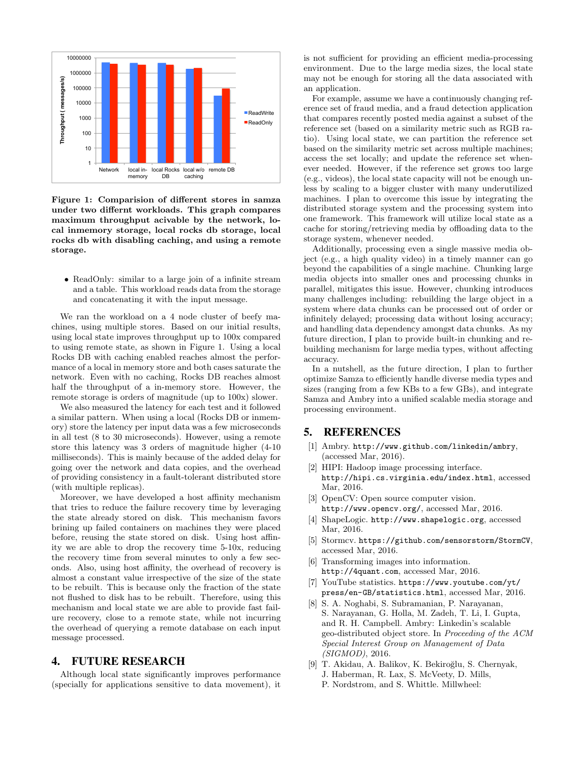**Figure 1: Comparision of different stores in samza under two differnt workloads. This graph compares maximum throughput acivable by the network, local inmemory storage, local rocks db storage, local rocks db with disabling caching, and using a remote storage.**

- ReadOnly: similar to a large join of a infinite stream and a table. This workload reads data from the storage and concatenating it with the input message.

We ran the workload on a 4 node cluster of beefy machines, using multiple stores. Based on our initial results, using local state improves throughput up to 100x compared to using remote state, as shown in Figure 1. Using a local Rocks DB with caching enabled reaches almost the performance of a local in memory store and both cases saturate the network. Even with no caching, Rocks DB reaches almost half the throughput of a in-memory store. However, the remote storage is orders of magnitude (up to 100x) slower.

We also measured the latency for each test and it followed a similar pattern. When using a local (Rocks DB or inmemory) store the latency per input data was a few microseconds in all test (8 to 30 microseconds). However, using a remote store this latency was 3 orders of magnitude higher (4-10 milliseconds). This is mainly because of the added delay for going over the network and data copies, and the overhead of providing consistency in a fault-tolerant distributed store (with multiple replicas).

Moreover, we have developed a host affinity mechanism that tries to reduce the failure recovery time by leveraging the state already stored on disk. This mechanism favors brining up failed containers on machines they were placed before, reusing the state stored on disk. Using host affinity we are able to drop the recovery time 5-10x, reducing the recovery time from several minutes to only a few seconds. Also, using host affinity, the overhead of recovery is almost a constant value irrespective of the size of the state to be rebuilt. This is because only the fraction of the state not flushed to disk has to be rebuilt. Therefore, using this mechanism and local state we are able to provide fast failure recovery, close to a remote state, while not incurring the overhead of querying a remote database on each input message processed.

## 4. FUTURE RESEARCH

Although local state significantly improves performance (specially for applications sensitive to data movement), it is not sufficient for providing an efficient media-processing environment. Due to the large media sizes, the local state may not be enough for storing all the data associated with an application.

For example, assume we have a continuously changing reference set of fraud media, and a fraud detection application that compares recently posted media against a subset of the reference set (based on a similarity metric such as RGB ratio). Using local state, we can partition the reference set based on the similarity metric set across multiple machines; access the set locally; and update the reference set whenever needed. However, if the reference set grows too large (e.g., videos), the local state capacity will not be enough unless by scaling to a bigger cluster with many underutilized machines. I plan to overcome this issue by integrating the distributed storage system and the processing system into one framework. This framework will utilize local state as a cache for storing/retrieving media by offloading data to the storage system, whenever needed.

Additionally, processing even a single massive media object (e.g., a high quality video) in a timely manner can go beyond the capabilities of a single machine. Chunking large media objects into smaller ones and processing chunks in parallel, mitigates this issue. However, chunking introduces many challenges including: rebuilding the large object in a system where data chunks can be processed out of order or infinitely delayed; processing data without losing accuracy; and handling data dependency amongst data chunks. As my future direction, I plan to provide built-in chunking and rebuilding mechanism for large media types, without affecting accuracy.

In a nutshell, as the future direction, I plan to further optimize Samza to efficiently handle diverse media types and sizes (ranging from a few KBs to a few GBs), and integrate Samza and Ambry into a unified scalable media storage and processing environment.

## 5. REFERENCES

[1] Ambry. http://www.github.com/linkedin/ambry, (accessed Mar, 2016).

[2] HIPI: Hadoop image processing interface. http://hipi.cs.virginia.edu/index.html, accessed Mar, 2016.

[3] OpenCV: Open source computer vision. http://www.opencv.org/, accessed Mar, 2016.

[4] ShapeLogic. http://www.shapelogic.org, accessed Mar, 2016.

[5] Stormcv. https://github.com/sensorstorm/StormCV, accessed Mar, 2016.

[6] Transforming images into information. http://4quant.com, accessed Mar, 2016.

[7] YouTube statistics. https://www.youtube.com/yt/press/en-GB/statistics.html, accessed Mar, 2016.

[8] S. A. Noghabi, S. Subramanian, P. Narayanan, S. Narayanan, G. Holla, M. Zadeh, T. Li, I. Gupta, and R. H. Campbell. Ambry: Linkedin's scalable geo-distributed object store. In *Proceeding of the ACM Special Interest Group on Management of Data (SIGMOD)*, 2016.

[9] T. Akidau, A. Balikov, K. Bekiroğlu, S. Chernyak, J. Haberman, R. Lax, S. McVeety, D. Mills, P. Nordstrom, and S. Whittle. Millwheel: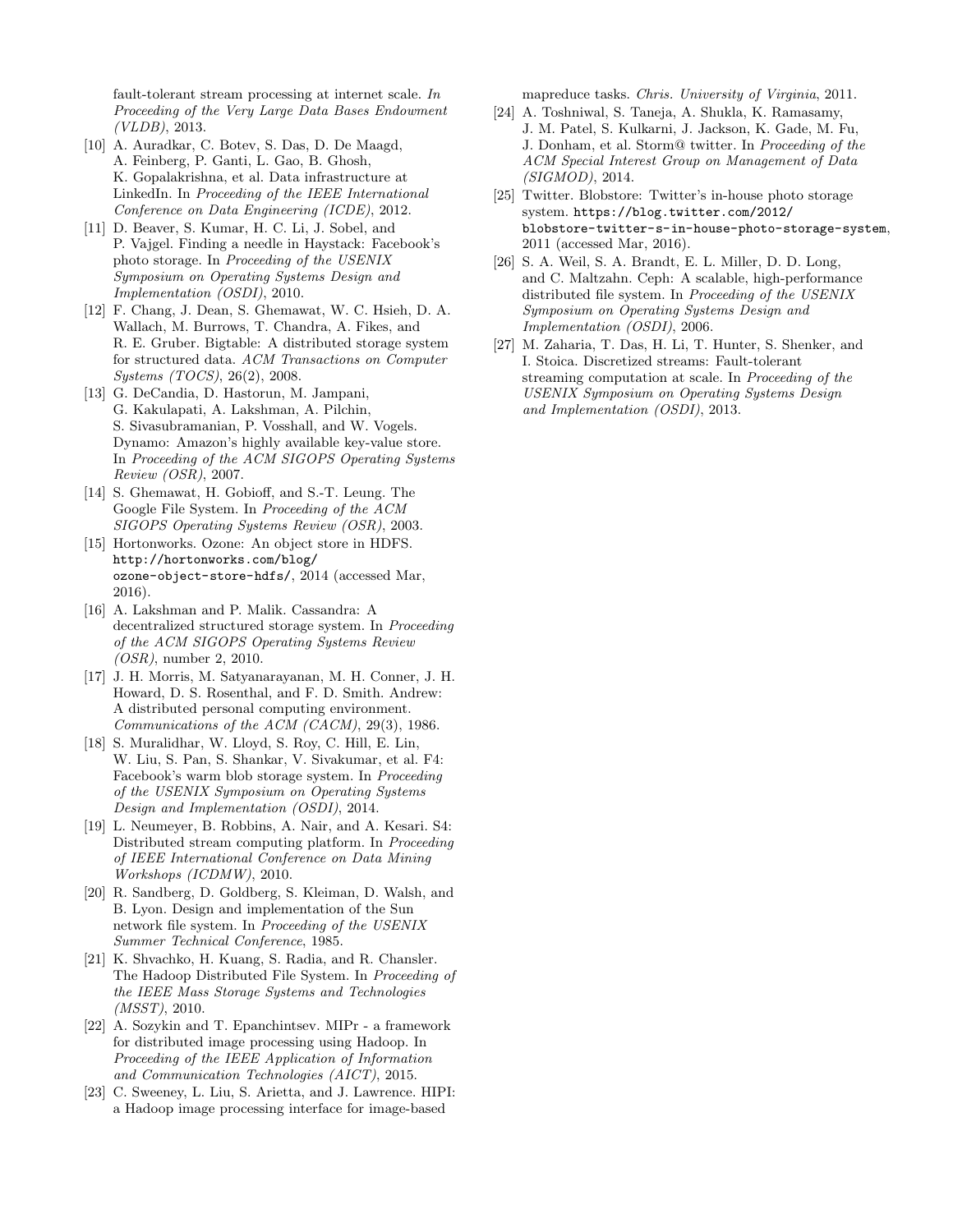fault-tolerant stream processing at internet scale. *In Proceeding of the Very Large Data Bases Endowment (VLDB)*, 2013.

[10] A. Auradkar, C. Botev, S. Das, D. De Maagd, A. Feinberg, P. Ganti, L. Gao, B. Ghosh, K. Gopalakrishna, et al. Data infrastructure at LinkedIn. In *Proceeding of the IEEE International Conference on Data Engineering (ICDE)*, 2012.

[11] D. Beaver, S. Kumar, H. C. Li, J. Sobel, and P. Vajgel. Finding a needle in Haystack: Facebook's photo storage. In *Proceeding of the USENIX Symposium on Operating Systems Design and Implementation (OSDI)*, 2010.

[12] F. Chang, J. Dean, S. Ghemawat, W. C. Hsieh, D. A. Wallach, M. Burrows, T. Chandra, A. Fikes, and R. E. Gruber. Bigtable: A distributed storage system for structured data. *ACM Transactions on Computer Systems (TOCS)*, 26(2), 2008.

[13] G. DeCandia, D. Hastorun, M. Jampani, G. Kakulapati, A. Lakshman, A. Pilchin, S. Sivasubramanian, P. Vosshall, and W. Vogels. Dynamo: Amazon's highly available key-value store. In *Proceeding of the ACM SIGOPS Operating Systems Review (OSR)*, 2007.

[14] S. Ghemawat, H. Gobioff, and S.-T. Leung. The Google File System. In *Proceeding of the ACM SIGOPS Operating Systems Review (OSR)*, 2003.

[15] Hortonworks. Ozone: An object store in HDFS. `http://hortonworks.com/blog/ozone-object-store-hdfs/`, 2014 (accessed Mar, 2016).

[16] A. Lakshman and P. Malik. Cassandra: A decentralized structured storage system. In *Proceeding of the ACM SIGOPS Operating Systems Review (OSR)*, number 2, 2010.

[17] J. H. Morris, M. Satyanarayanan, M. H. Conner, J. H. Howard, D. S. Rosenthal, and F. D. Smith. Andrew: A distributed personal computing environment. *Communications of the ACM (CACM)*, 29(3), 1986.

[18] S. Muralidhar, W. Lloyd, S. Roy, C. Hill, E. Lin, W. Liu, S. Pan, S. Shankar, V. Sivakumar, et al. F4: Facebook's warm blob storage system. In *Proceeding of the USENIX Symposium on Operating Systems Design and Implementation (OSDI)*, 2014.

[19] L. Neumeyer, B. Robbins, A. Nair, and A. Kesari. S4: Distributed stream computing platform. In *Proceeding of IEEE International Conference on Data Mining Workshops (ICDMW)*, 2010.

[20] R. Sandberg, D. Goldberg, S. Kleiman, D. Walsh, and B. Lyon. Design and implementation of the Sun network file system. In *Proceeding of the USENIX Summer Technical Conference*, 1985.

[21] K. Shvachko, H. Kuang, S. Radia, and R. Chansler. The Hadoop Distributed File System. In *Proceeding of the IEEE Mass Storage Systems and Technologies (MSST)*, 2010.

[22] A. Sozykin and T. Epanchintsev. MIPr - a framework for distributed image processing using Hadoop. In *Proceeding of the IEEE Application of Information and Communication Technologies (AICT)*, 2015.

[23] C. Sweeney, L. Liu, S. Arietta, and J. Lawrence. HIPI: a Hadoop image processing interface for image-based mapreduce tasks. *Chris. University of Virginia*, 2011.

[24] A. Toshniwal, S. Taneja, A. Shukla, K. Ramasamy, J. M. Patel, S. Kulkarni, J. Jackson, K. Gade, M. Fu, J. Donham, et al. Storm@ twitter. In *Proceeding of the ACM Special Interest Group on Management of Data (SIGMOD)*, 2014.

[25] Twitter. Blobstore: Twitter's in-house photo storage system. `https://blog.twitter.com/2012/blobstore-twitter-s-in-house-photo-storage-system`, 2011 (accessed Mar, 2016).

[26] S. A. Weil, S. A. Brandt, E. L. Miller, D. D. Long, and C. Maltzahn. Ceph: A scalable, high-performance distributed file system. In *Proceeding of the USENIX Symposium on Operating Systems Design and Implementation (OSDI)*, 2006.

[27] M. Zaharia, T. Das, H. Li, T. Hunter, S. Shenker, and I. Stoica. Discretized streams: Fault-tolerant streaming computation at scale. In *Proceeding of the USENIX Symposium on Operating Systems Design and Implementation (OSDI)*, 2013.